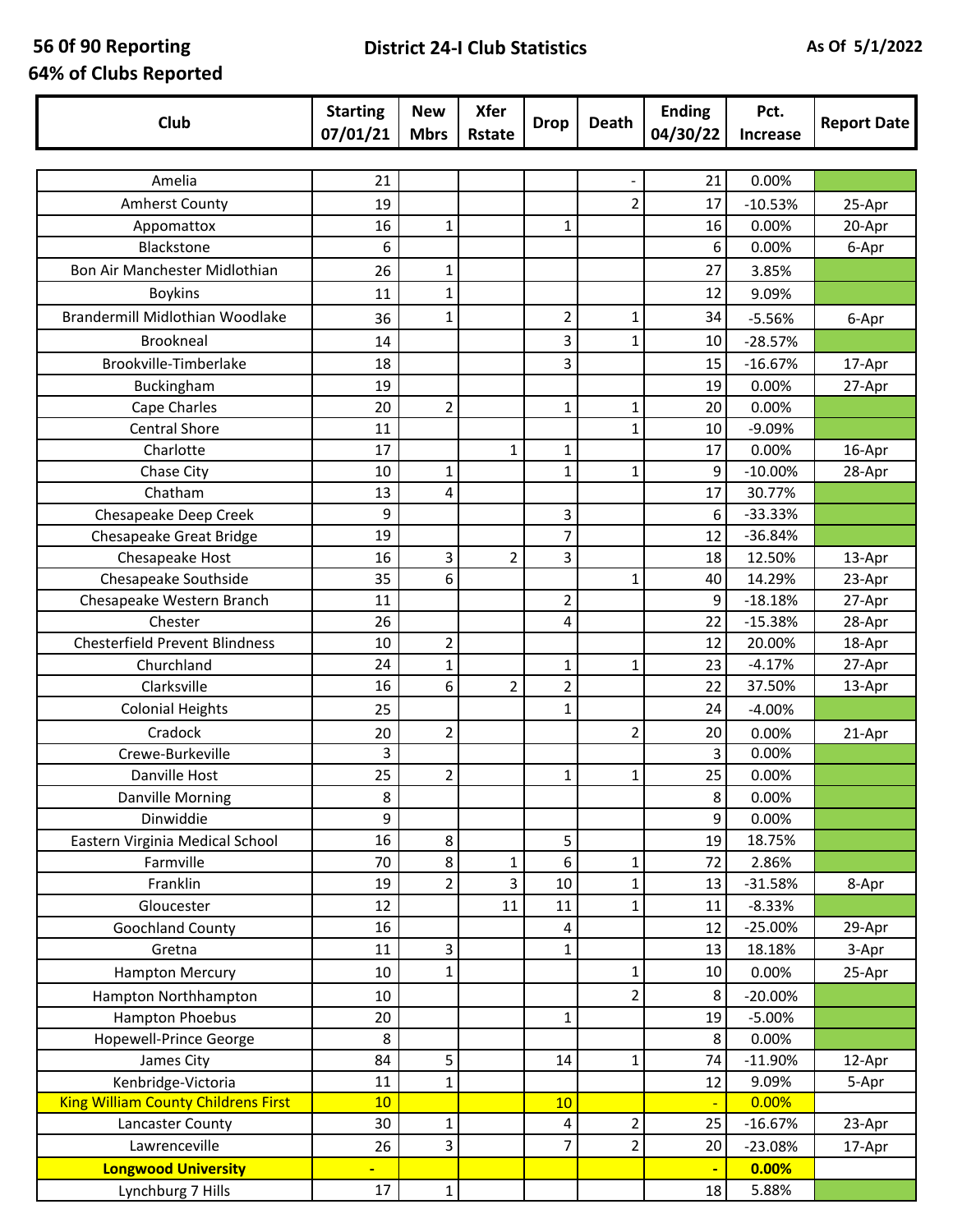**56 0f 90 Reporting**

**64% of Clubs Reported**

# District 24-I Club Statistics

**As Of 5/1/2022**

| Club | Starting 07/01/21 | New Mbrs | Xfer Rstate | Drop | Death | Ending 04/30/22 | Pct. Increase | Report Date |
|---|---|---|---|---|---|---|---|---|
| Amelia | 21 | | | | - | 21 | 0.00% | |
| Amherst County | 19 | | | | 2 | 17 | -10.53% | 25-Apr |
| Appomattox | 16 | 1 | | 1 | | 16 | 0.00% | 20-Apr |
| Blackstone | 6 | | | | | 6 | 0.00% | 6-Apr |
| Bon Air Manchester Midlothian | 26 | 1 | | | | 27 | 3.85% | |
| Boykins | 11 | 1 | | | | 12 | 9.09% | |
| Brandermill Midlothian Woodlake | 36 | 1 | | 2 | 1 | 34 | -5.56% | 6-Apr |
| Brookneal | 14 | | | 3 | 1 | 10 | -28.57% | |
| Brookville-Timberlake | 18 | | | 3 | | 15 | -16.67% | 17-Apr |
| Buckingham | 19 | | | | | 19 | 0.00% | 27-Apr |
| Cape Charles | 20 | 2 | | 1 | 1 | 20 | 0.00% | |
| Central Shore | 11 | | | | 1 | 10 | -9.09% | |
| Charlotte | 17 | | 1 | 1 | | 17 | 0.00% | 16-Apr |
| Chase City | 10 | 1 | | 1 | 1 | 9 | -10.00% | 28-Apr |
| Chatham | 13 | 4 | | | | 17 | 30.77% | |
| Chesapeake Deep Creek | 9 | | | 3 | | 6 | -33.33% | |
| Chesapeake Great Bridge | 19 | | | 7 | | 12 | -36.84% | |
| Chesapeake Host | 16 | 3 | 2 | 3 | | 18 | 12.50% | 13-Apr |
| Chesapeake Southside | 35 | 6 | | | 1 | 40 | 14.29% | 23-Apr |
| Chesapeake Western Branch | 11 | | | 2 | | 9 | -18.18% | 27-Apr |
| Chester | 26 | | | 4 | | 22 | -15.38% | 28-Apr |
| Chesterfield Prevent Blindness | 10 | 2 | | | | 12 | 20.00% | 18-Apr |
| Churchland | 24 | 1 | | 1 | 1 | 23 | -4.17% | 27-Apr |
| Clarksville | 16 | 6 | 2 | 2 | | 22 | 37.50% | 13-Apr |
| Colonial Heights | 25 | | | 1 | | 24 | -4.00% | |
| Cradock | 20 | 2 | | | 2 | 20 | 0.00% | 21-Apr |
| Crewe-Burkeville | 3 | | | | | 3 | 0.00% | |
| Danville Host | 25 | 2 | | 1 | 1 | 25 | 0.00% | |
| Danville Morning | 8 | | | | | 8 | 0.00% | |
| Dinwiddie | 9 | | | | | 9 | 0.00% | |
| Eastern Virginia Medical School | 16 | 8 | | 5 | | 19 | 18.75% | |
| Farmville | 70 | 8 | 1 | 6 | 1 | 72 | 2.86% | |
| Franklin | 19 | 2 | 3 | 10 | 1 | 13 | -31.58% | 8-Apr |
| Gloucester | 12 | | 11 | 11 | 1 | 11 | -8.33% | |
| Goochland County | 16 | | | 4 | | 12 | -25.00% | 29-Apr |
| Gretna | 11 | 3 | | 1 | | 13 | 18.18% | 3-Apr |
| Hampton Mercury | 10 | 1 | | | 1 | 10 | 0.00% | 25-Apr |
| Hampton Northhampton | 10 | | | | 2 | 8 | -20.00% | |
| Hampton Phoebus | 20 | | | 1 | | 19 | -5.00% | |
| Hopewell-Prince George | 8 | | | | | 8 | 0.00% | |
| James City | 84 | 5 | | 14 | 1 | 74 | -11.90% | 12-Apr |
| Kenbridge-Victoria | 11 | 1 | | | | 12 | 9.09% | 5-Apr |
| King William County Childrens First | 10 | | | 10 | | - | 0.00% | |
| Lancaster County | 30 | 1 | | 4 | 2 | 25 | -16.67% | 23-Apr |
| Lawrenceville | 26 | 3 | | 7 | 2 | 20 | -23.08% | 17-Apr |
| **Longwood University** | **-** | | | | | **-** | **0.00%** | |
| Lynchburg 7 Hills | 17 | 1 | | | | 18 | 5.88% | |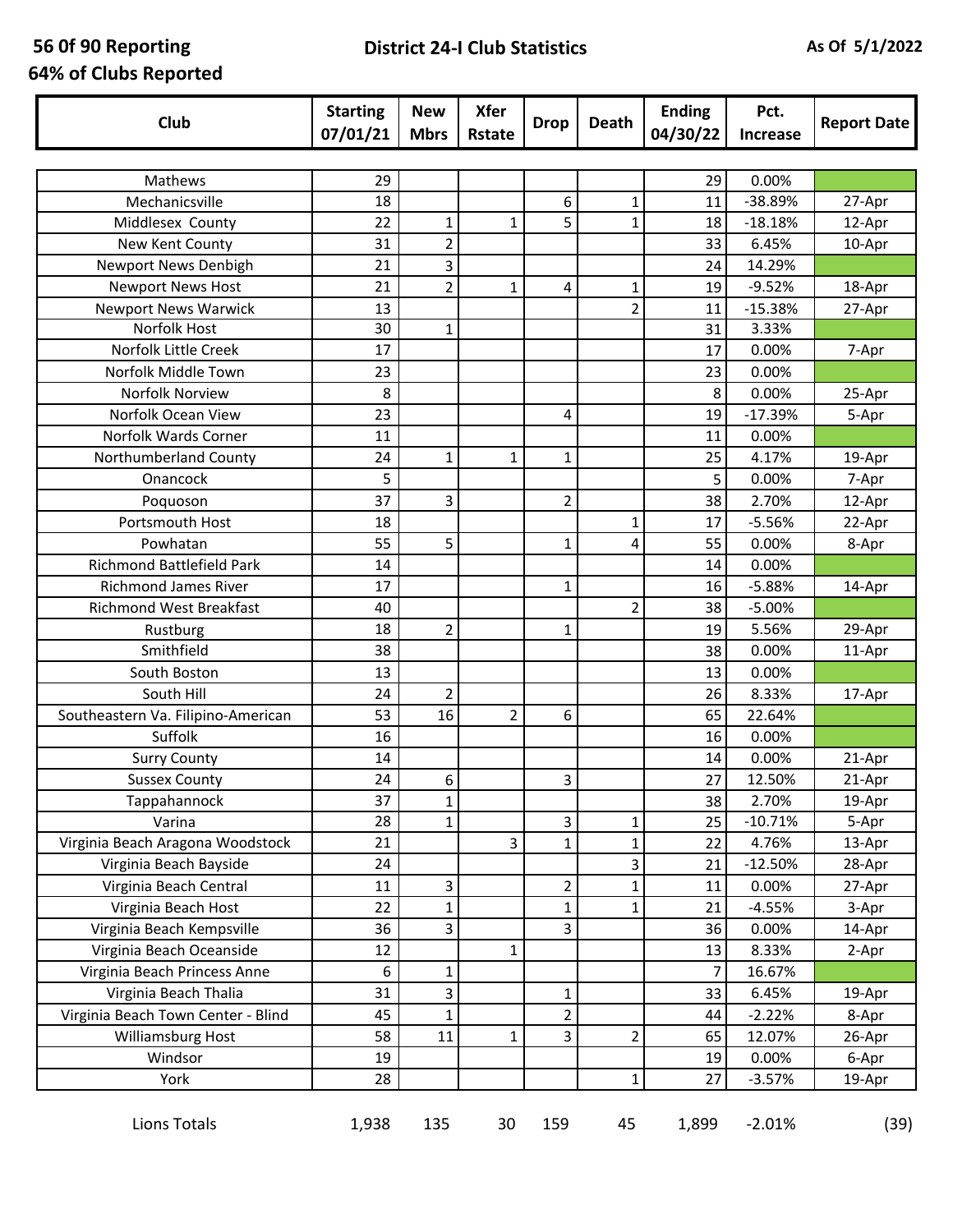**56 0f 90 Reporting**

**64% of Clubs Reported**

**District 24-I Club Statistics**

**As Of 5/1/2022**

| Club | Starting 07/01/21 | New Mbrs | Xfer Rstate | Drop | Death | Ending 04/30/22 | Pct. Increase | Report Date |
|---|---|---|---|---|---|---|---|---|
| Mathews | 29 | | | | | 29 | 0.00% | |
| Mechanicsville | 18 | | | 6 | 1 | 11 | -38.89% | 27-Apr |
| Middlesex County | 22 | 1 | 1 | 5 | 1 | 18 | -18.18% | 12-Apr |
| New Kent County | 31 | 2 | | | | 33 | 6.45% | 10-Apr |
| Newport News Denbigh | 21 | 3 | | | | 24 | 14.29% | |
| Newport News Host | 21 | 2 | 1 | 4 | 1 | 19 | -9.52% | 18-Apr |
| Newport News Warwick | 13 | | | | 2 | 11 | -15.38% | 27-Apr |
| Norfolk Host | 30 | 1 | | | | 31 | 3.33% | |
| Norfolk Little Creek | 17 | | | | | 17 | 0.00% | 7-Apr |
| Norfolk Middle Town | 23 | | | | | 23 | 0.00% | |
| Norfolk Norview | 8 | | | | | 8 | 0.00% | 25-Apr |
| Norfolk Ocean View | 23 | | | 4 | | 19 | -17.39% | 5-Apr |
| Norfolk Wards Corner | 11 | | | | | 11 | 0.00% | |
| Northumberland County | 24 | 1 | 1 | 1 | | 25 | 4.17% | 19-Apr |
| Onancock | 5 | | | | | 5 | 0.00% | 7-Apr |
| Poquoson | 37 | 3 | | 2 | | 38 | 2.70% | 12-Apr |
| Portsmouth Host | 18 | | | | 1 | 17 | -5.56% | 22-Apr |
| Powhatan | 55 | 5 | | 1 | 4 | 55 | 0.00% | 8-Apr |
| Richmond Battlefield Park | 14 | | | | | 14 | 0.00% | |
| Richmond James River | 17 | | | 1 | | 16 | -5.88% | 14-Apr |
| Richmond West Breakfast | 40 | | | | 2 | 38 | -5.00% | |
| Rustburg | 18 | 2 | | 1 | | 19 | 5.56% | 29-Apr |
| Smithfield | 38 | | | | | 38 | 0.00% | 11-Apr |
| South Boston | 13 | | | | | 13 | 0.00% | |
| South Hill | 24 | 2 | | | | 26 | 8.33% | 17-Apr |
| Southeastern Va. Filipino-American | 53 | 16 | 2 | 6 | | 65 | 22.64% | |
| Suffolk | 16 | | | | | 16 | 0.00% | |
| Surry County | 14 | | | | | 14 | 0.00% | 21-Apr |
| Sussex County | 24 | 6 | | 3 | | 27 | 12.50% | 21-Apr |
| Tappahannock | 37 | 1 | | | | 38 | 2.70% | 19-Apr |
| Varina | 28 | 1 | | 3 | 1 | 25 | -10.71% | 5-Apr |
| Virginia Beach Aragona Woodstock | 21 | | 3 | 1 | 1 | 22 | 4.76% | 13-Apr |
| Virginia Beach Bayside | 24 | | | | 3 | 21 | -12.50% | 28-Apr |
| Virginia Beach Central | 11 | 3 | | 2 | 1 | 11 | 0.00% | 27-Apr |
| Virginia Beach Host | 22 | 1 | | 1 | 1 | 21 | -4.55% | 3-Apr |
| Virginia Beach Kempsville | 36 | 3 | | 3 | | 36 | 0.00% | 14-Apr |
| Virginia Beach Oceanside | 12 | | 1 | | | 13 | 8.33% | 2-Apr |
| Virginia Beach Princess Anne | 6 | 1 | | | | 7 | 16.67% | |
| Virginia Beach Thalia | 31 | 3 | | 1 | | 33 | 6.45% | 19-Apr |
| Virginia Beach Town Center - Blind | 45 | 1 | | 2 | | 44 | -2.22% | 8-Apr |
| Williamsburg Host | 58 | 11 | 1 | 3 | 2 | 65 | 12.07% | 26-Apr |
| Windsor | 19 | | | | | 19 | 0.00% | 6-Apr |
| York | 28 | | | | 1 | 27 | -3.57% | 19-Apr |
| Lions Totals | 1,938 | 135 | 30 | 159 | 45 | 1,899 | -2.01% | (39) |